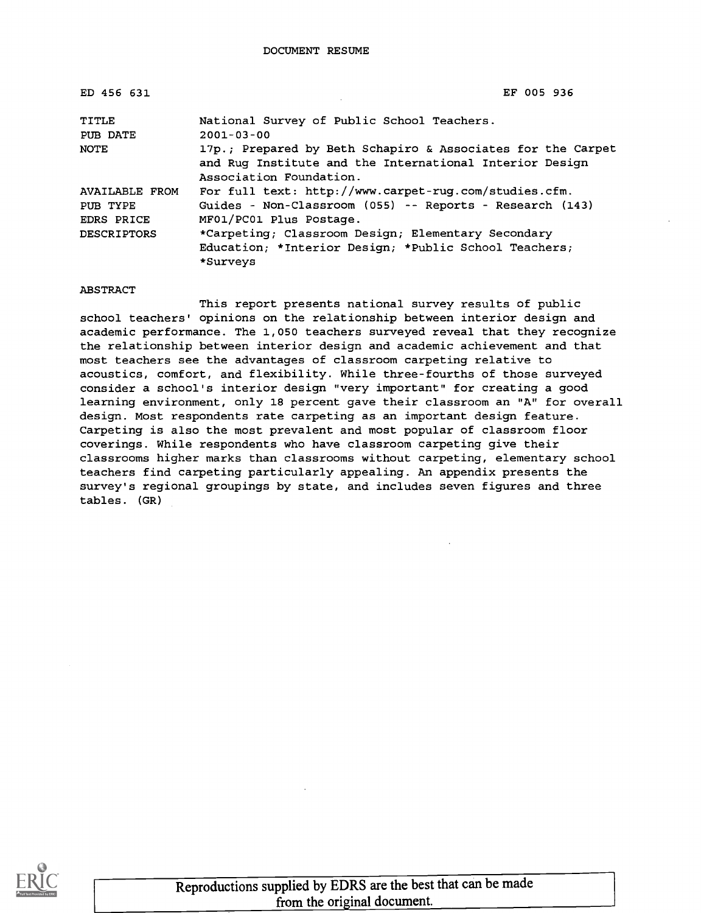DOCUMENT RESUME

| | |
|---|---|
| ED 456 631 | EF 005 936 |
| TITLE | National Survey of Public School Teachers. |
| PUB DATE | 2001-03-00 |
| NOTE | 17p.; Prepared by Beth Schapiro & Associates for the Carpet and Rug Institute and the International Interior Design Association Foundation. |
| AVAILABLE FROM | For full text: http://www.carpet-rug.com/studies.cfm. |
| PUB TYPE | Guides - Non-Classroom (055) -- Reports - Research (143) |
| EDRS PRICE | MF01/PC01 Plus Postage. |
| DESCRIPTORS | *Carpeting; Classroom Design; Elementary Secondary Education; *Interior Design; *Public School Teachers; *Surveys |

ABSTRACT

This report presents national survey results of public school teachers' opinions on the relationship between interior design and academic performance. The 1,050 teachers surveyed reveal that they recognize the relationship between interior design and academic achievement and that most teachers see the advantages of classroom carpeting relative to acoustics, comfort, and flexibility. While three-fourths of those surveyed consider a school's interior design "very important" for creating a good learning environment, only 18 percent gave their classroom an "A" for overall design. Most respondents rate carpeting as an important design feature. Carpeting is also the most prevalent and most popular of classroom floor coverings. While respondents who have classroom carpeting give their classrooms higher marks than classrooms without carpeting, elementary school teachers find carpeting particularly appealing. An appendix presents the survey's regional groupings by state, and includes seven figures and three tables. (GR)

Reproductions supplied by EDRS are the best that can be made from the original document.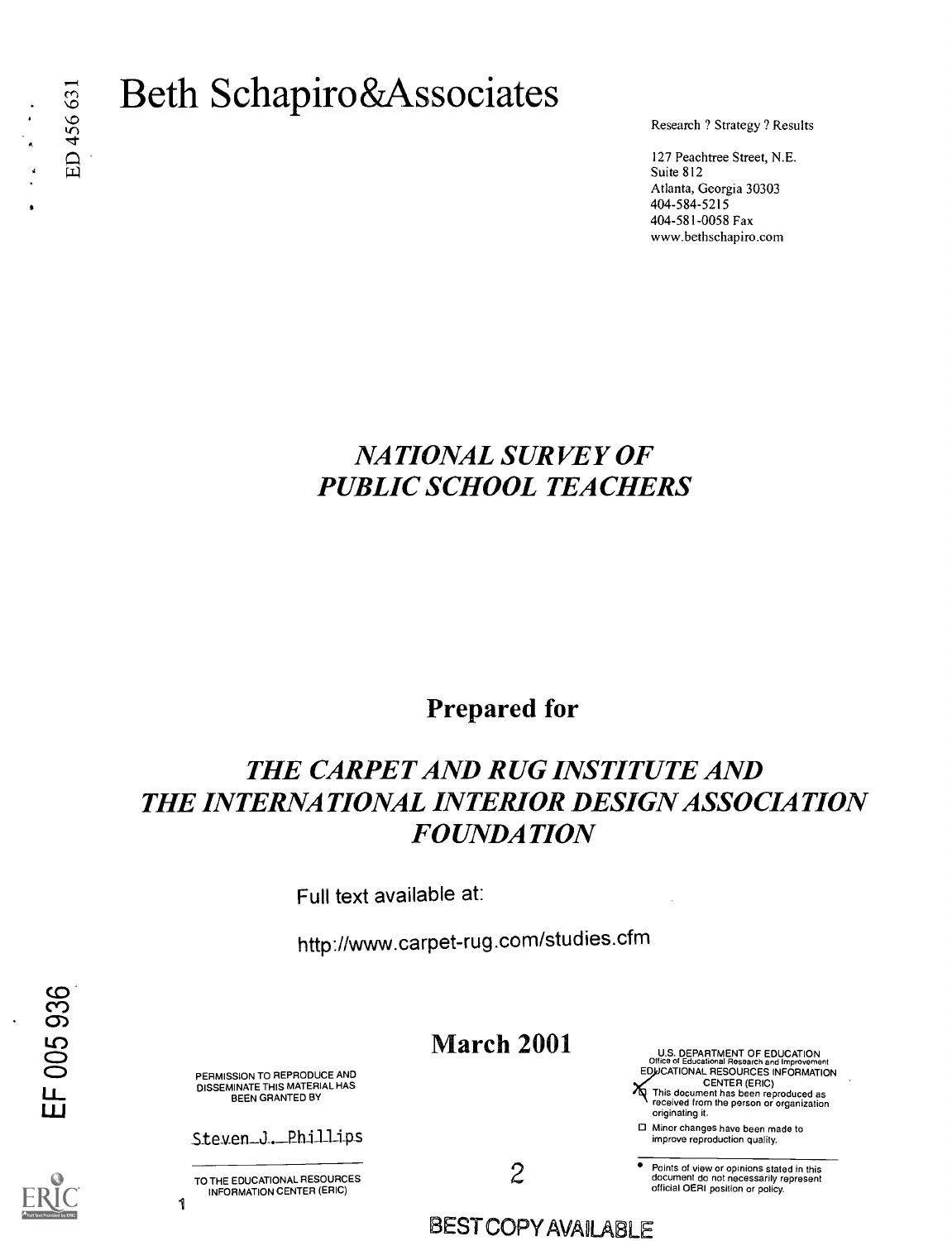ED 456 631

# Beth Schapiro&Associates

Research ? Strategy ? Results

127 Peachtree Street, N.E.
Suite 812
Atlanta, Georgia 30303
404-584-5215
404-581-0058 Fax
www.bethschapiro.com

## *NATIONAL SURVEY OF PUBLIC SCHOOL TEACHERS*

**Prepared for**

## *THE CARPET AND RUG INSTITUTE AND THE INTERNATIONAL INTERIOR DESIGN ASSOCIATION FOUNDATION*

Full text available at:

http://www.carpet-rug.com/studies.cfm

EF 005 936

**March 2001**

PERMISSION TO REPRODUCE AND DISSEMINATE THIS MATERIAL HAS BEEN GRANTED BY

Steven J. Phillips

TO THE EDUCATIONAL RESOURCES INFORMATION CENTER (ERIC)

U.S. DEPARTMENT OF EDUCATION
Office of Educational Research and Improvement
EDUCATIONAL RESOURCES INFORMATION CENTER (ERIC)

- [x] This document has been reproduced as received from the person or organization originating it.
- [ ] Minor changes have been made to improve reproduction quality.

- Points of view or opinions stated in this document do not necessarily represent official OERI position or policy.

BEST COPY AVAILABLE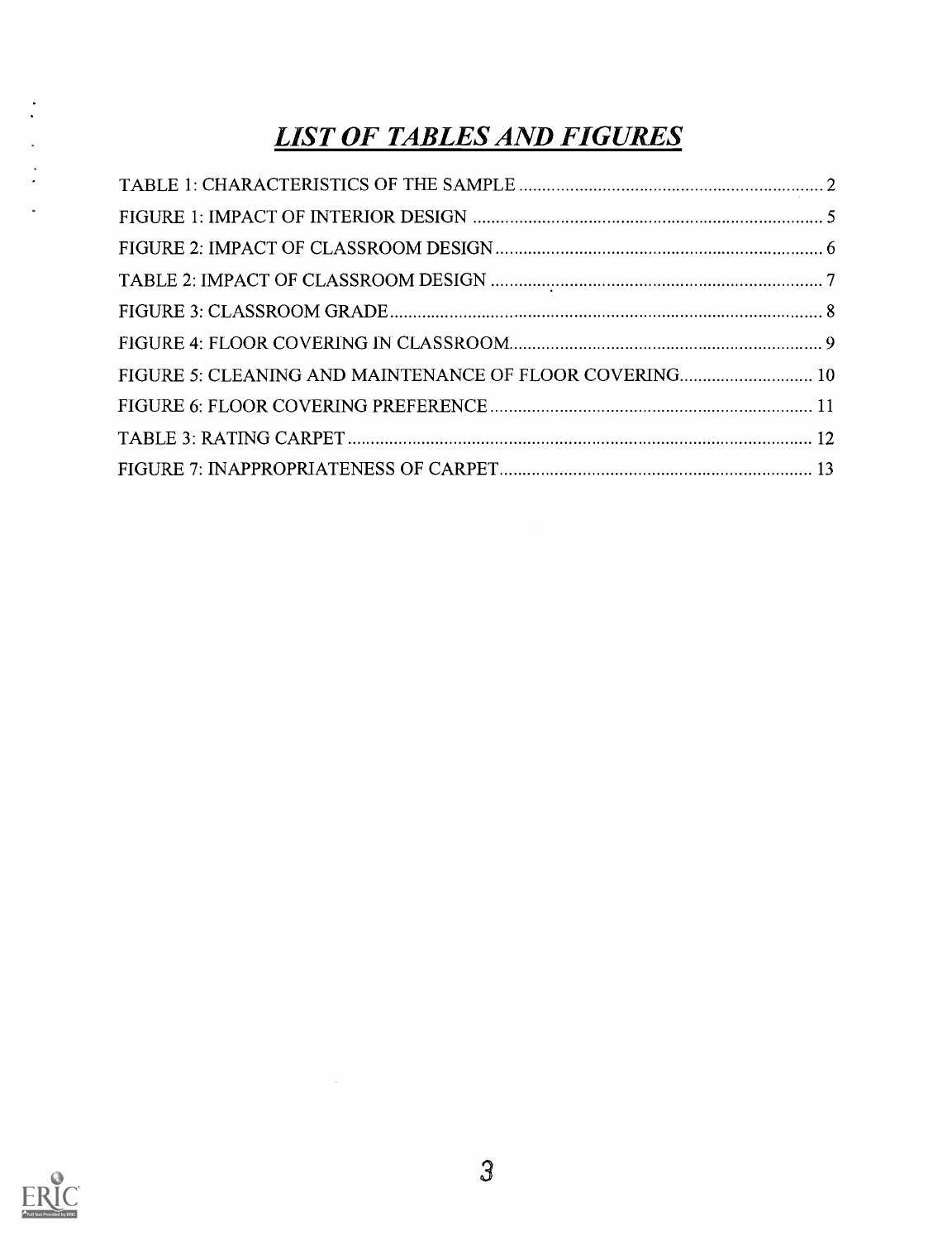# *LIST OF TABLES AND FIGURES*

TABLE 1: CHARACTERISTICS OF THE SAMPLE .................................................................. 2

FIGURE 1: IMPACT OF INTERIOR DESIGN ............................................................................ 5

FIGURE 2: IMPACT OF CLASSROOM DESIGN ...................................................................... 6

TABLE 2: IMPACT OF CLASSROOM DESIGN ......................................................................... 7

FIGURE 3: CLASSROOM GRADE ............................................................................................ 8

FIGURE 4: FLOOR COVERING IN CLASSROOM .................................................................... 9

FIGURE 5: CLEANING AND MAINTENANCE OF FLOOR COVERING ............................ 10

FIGURE 6: FLOOR COVERING PREFERENCE ...................................................................... 11

TABLE 3: RATING CARPET ...................................................................................................... 12

FIGURE 7: INAPPROPRIATENESS OF CARPET ..................................................................... 13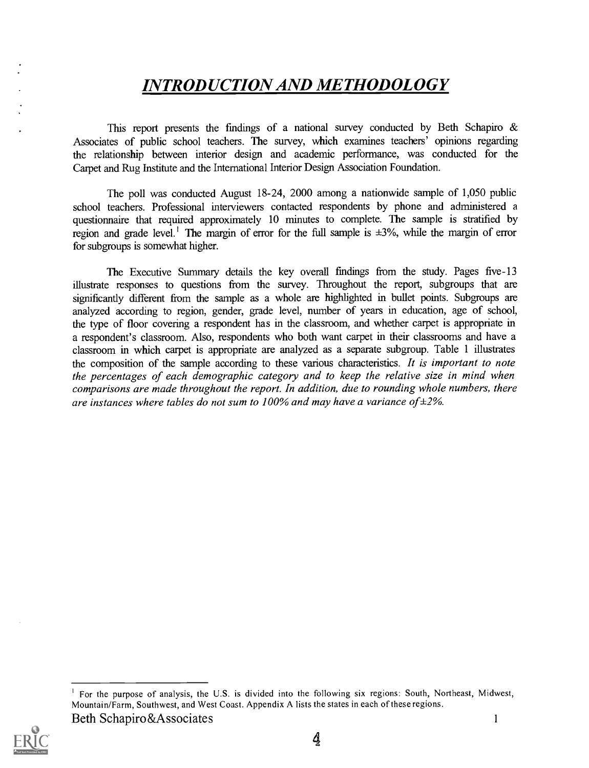# INTRODUCTION AND METHODOLOGY

This report presents the findings of a national survey conducted by Beth Schapiro & Associates of public school teachers. The survey, which examines teachers' opinions regarding the relationship between interior design and academic performance, was conducted for the Carpet and Rug Institute and the International Interior Design Association Foundation.

The poll was conducted August 18-24, 2000 among a nationwide sample of 1,050 public school teachers. Professional interviewers contacted respondents by phone and administered a questionnaire that required approximately 10 minutes to complete. The sample is stratified by region and grade level.[1] The margin of error for the full sample is ±3%, while the margin of error for subgroups is somewhat higher.

The Executive Summary details the key overall findings from the study. Pages five-13 illustrate responses to questions from the survey. Throughout the report, subgroups that are significantly different from the sample as a whole are highlighted in bullet points. Subgroups are analyzed according to region, gender, grade level, number of years in education, age of school, the type of floor covering a respondent has in the classroom, and whether carpet is appropriate in a respondent's classroom. Also, respondents who both want carpet in their classrooms and have a classroom in which carpet is appropriate are analyzed as a separate subgroup. Table 1 illustrates the composition of the sample according to these various characteristics. *It is important to note the percentages of each demographic category and to keep the relative size in mind when comparisons are made throughout the report. In addition, due to rounding whole numbers, there are instances where tables do not sum to 100% and may have a variance of ±2%.*

[1] For the purpose of analysis, the U.S. is divided into the following six regions: South, Northeast, Midwest, Mountain/Farm, Southwest, and West Coast. Appendix A lists the states in each of these regions.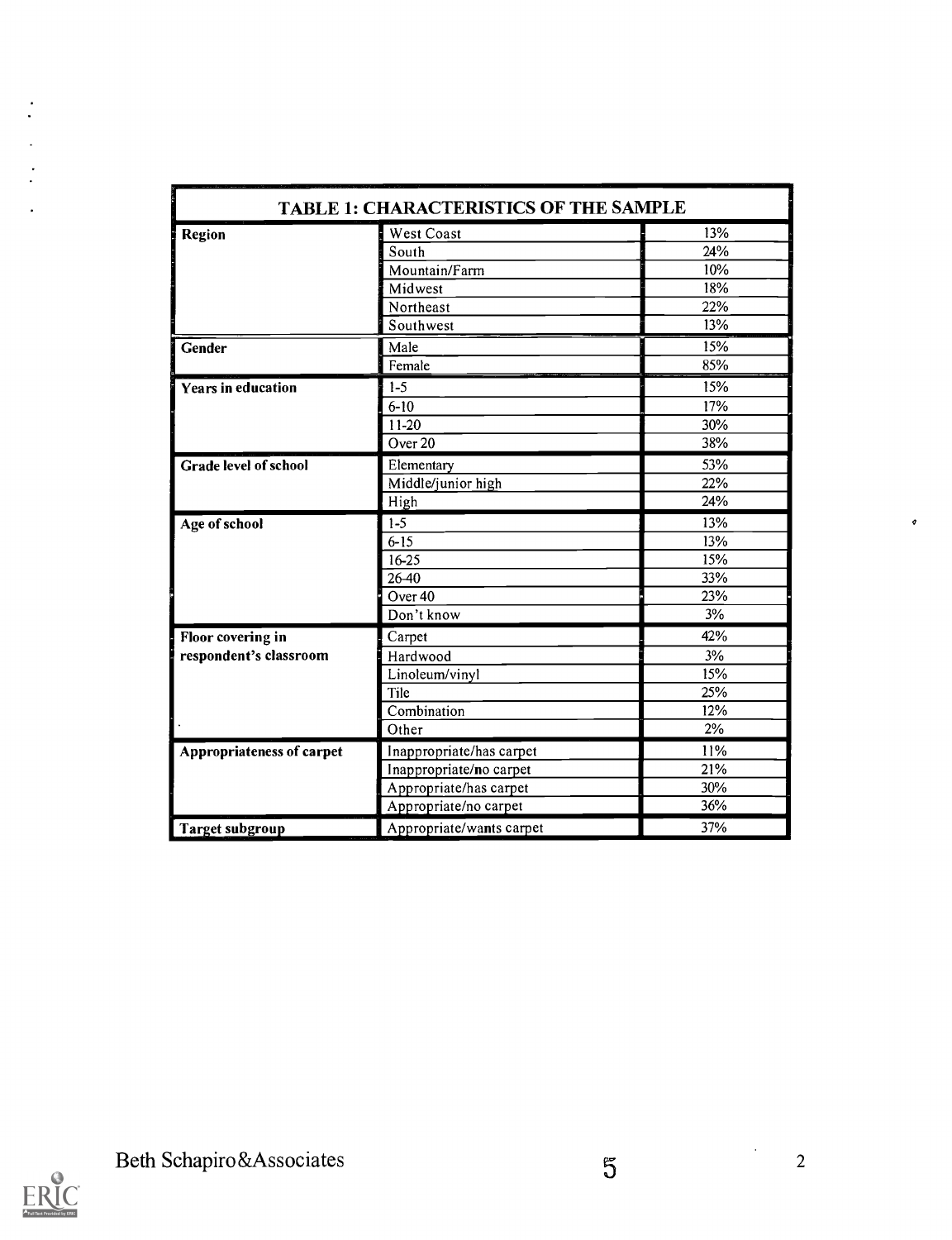| TABLE 1: CHARACTERISTICS OF THE SAMPLE | | |
|---|---|---|
| **Region** | West Coast | 13% |
| | South | 24% |
| | Mountain/Farm | 10% |
| | Midwest | 18% |
| | Northeast | 22% |
| | Southwest | 13% |
| **Gender** | Male | 15% |
| | Female | 85% |
| **Years in education** | 1-5 | 15% |
| | 6-10 | 17% |
| | 11-20 | 30% |
| | Over 20 | 38% |
| **Grade level of school** | Elementary | 53% |
| | Middle/junior high | 22% |
| | High | 24% |
| **Age of school** | 1-5 | 13% |
| | 6-15 | 13% |
| | 16-25 | 15% |
| | 26-40 | 33% |
| | Over 40 | 23% |
| | Don't know | 3% |
| **Floor covering in respondent's classroom** | Carpet | 42% |
| | Hardwood | 3% |
| | Linoleum/vinyl | 15% |
| | Tile | 25% |
| | Combination | 12% |
| | Other | 2% |
| **Appropriateness of carpet** | Inappropriate/has carpet | 11% |
| | Inappropriate/no carpet | 21% |
| | Appropriate/has carpet | 30% |
| | Appropriate/no carpet | 36% |
| **Target subgroup** | Appropriate/wants carpet | 37% |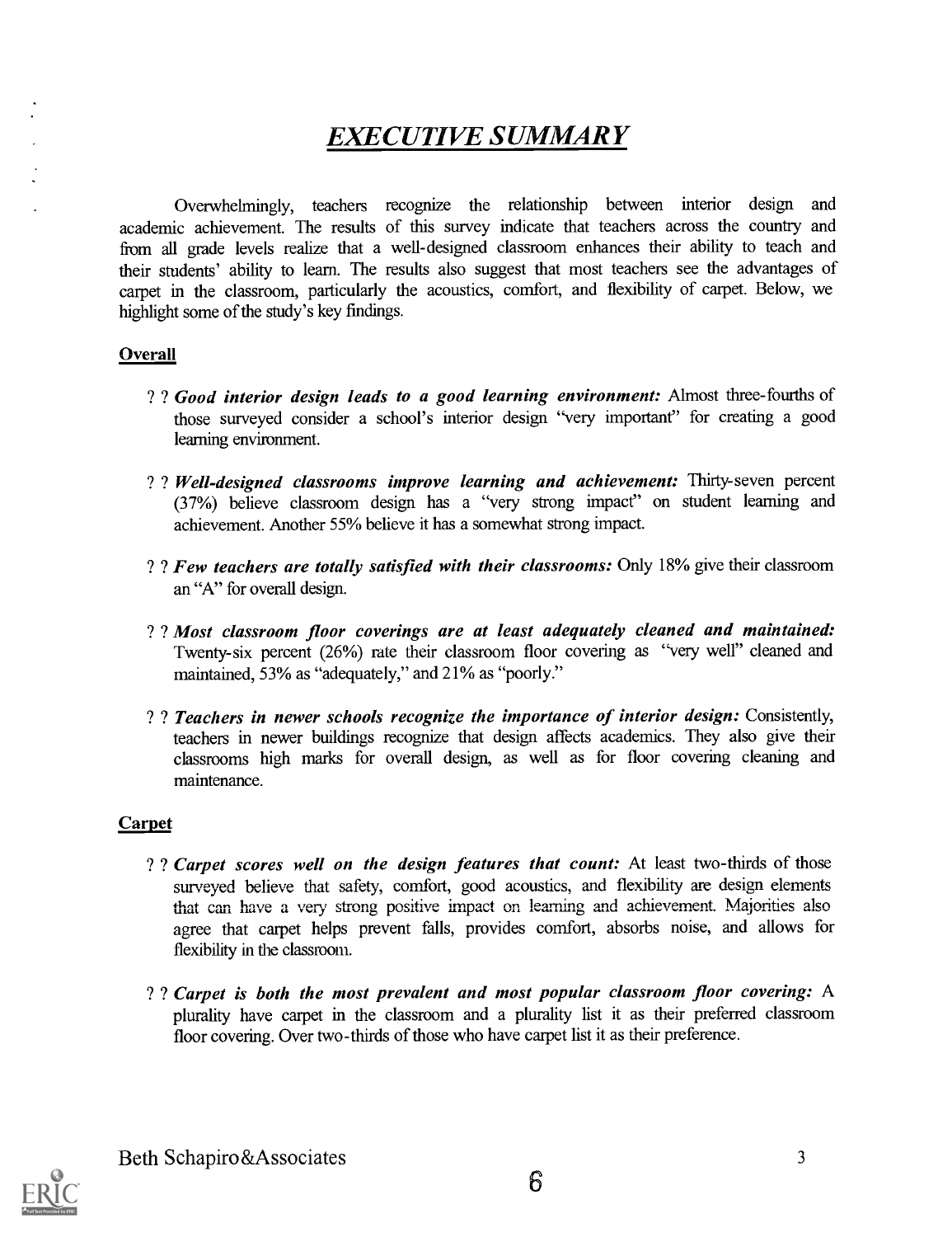# *EXECUTIVE SUMMARY*

Overwhelmingly, teachers recognize the relationship between interior design and academic achievement. The results of this survey indicate that teachers across the country and from all grade levels realize that a well-designed classroom enhances their ability to teach and their students' ability to learn. The results also suggest that most teachers see the advantages of carpet in the classroom, particularly the acoustics, comfort, and flexibility of carpet. Below, we highlight some of the study's key findings.

## Overall

- ***Good interior design leads to a good learning environment:*** Almost three-fourths of those surveyed consider a school's interior design "very important" for creating a good learning environment.
- ***Well-designed classrooms improve learning and achievement:*** Thirty-seven percent (37%) believe classroom design has a "very strong impact" on student learning and achievement. Another 55% believe it has a somewhat strong impact.
- ***Few teachers are totally satisfied with their classrooms:*** Only 18% give their classroom an "A" for overall design.
- ***Most classroom floor coverings are at least adequately cleaned and maintained:*** Twenty-six percent (26%) rate their classroom floor covering as "very well" cleaned and maintained, 53% as "adequately," and 21% as "poorly."
- ***Teachers in newer schools recognize the importance of interior design:*** Consistently, teachers in newer buildings recognize that design affects academics. They also give their classrooms high marks for overall design, as well as for floor covering cleaning and maintenance.

## Carpet

- ***Carpet scores well on the design features that count:*** At least two-thirds of those surveyed believe that safety, comfort, good acoustics, and flexibility are design elements that can have a very strong positive impact on learning and achievement. Majorities also agree that carpet helps prevent falls, provides comfort, absorbs noise, and allows for flexibility in the classroom.
- ***Carpet is both the most prevalent and most popular classroom floor covering:*** A plurality have carpet in the classroom and a plurality list it as their preferred classroom floor covering. Over two-thirds of those who have carpet list it as their preference.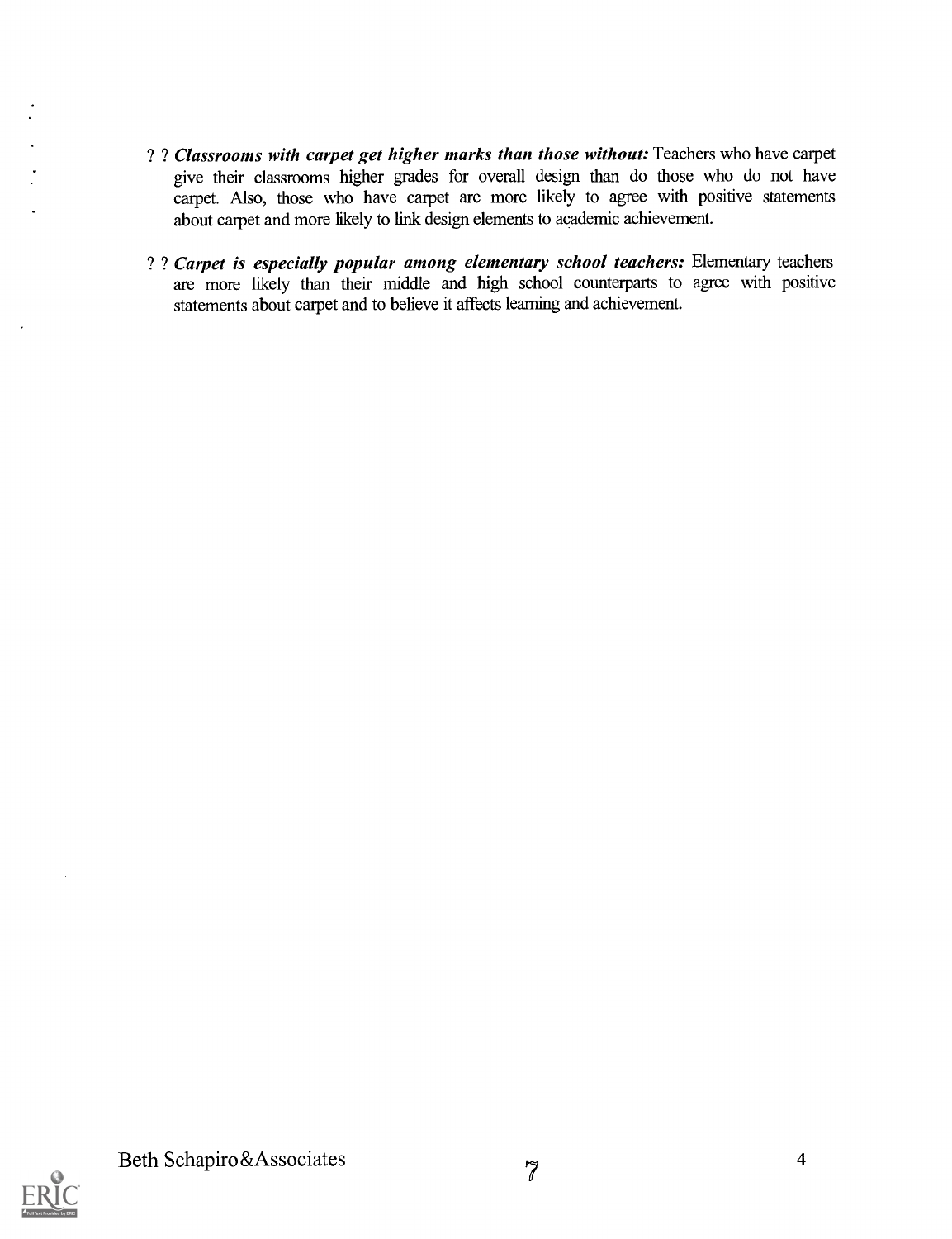- ***Classrooms with carpet get higher marks than those without:*** Teachers who have carpet give their classrooms higher grades for overall design than do those who do not have carpet. Also, those who have carpet are more likely to agree with positive statements about carpet and more likely to link design elements to academic achievement.

- ***Carpet is especially popular among elementary school teachers:*** Elementary teachers are more likely than their middle and high school counterparts to agree with positive statements about carpet and to believe it affects learning and achievement.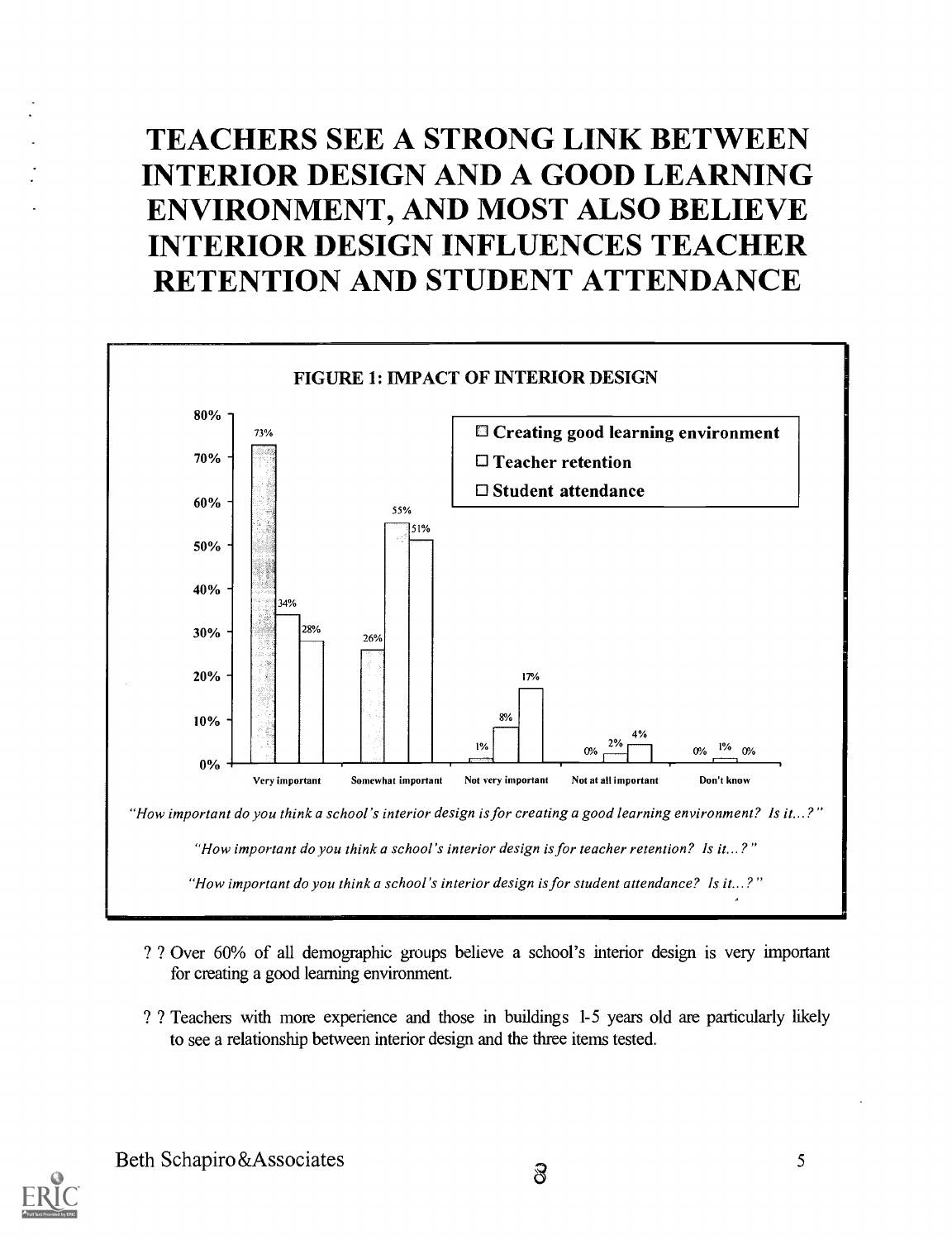# TEACHERS SEE A STRONG LINK BETWEEN INTERIOR DESIGN AND A GOOD LEARNING ENVIRONMENT, AND MOST ALSO BELIEVE INTERIOR DESIGN INFLUENCES TEACHER RETENTION AND STUDENT ATTENDANCE

**FIGURE 1: IMPACT OF INTERIOR DESIGN**

| | Creating good learning environment | Teacher retention | Student attendance |
|---|---|---|---|
| Very important | 73% | 34% | 28% |
| Somewhat important | 26% | 55% | 51% |
| Not very important | 1% | 8% | 17% |
| Not at all important | 0% | 2% | 4% |
| Don't know | 0% | 1% | 0% |

*"How important do you think a school's interior design is for creating a good learning environment? Is it...?"*

*"How important do you think a school's interior design is for teacher retention? Is it...?"*

*"How important do you think a school's interior design is for student attendance? Is it...?"*

- Over 60% of all demographic groups believe a school's interior design is very important for creating a good learning environment.
- Teachers with more experience and those in buildings 1-5 years old are particularly likely to see a relationship between interior design and the three items tested.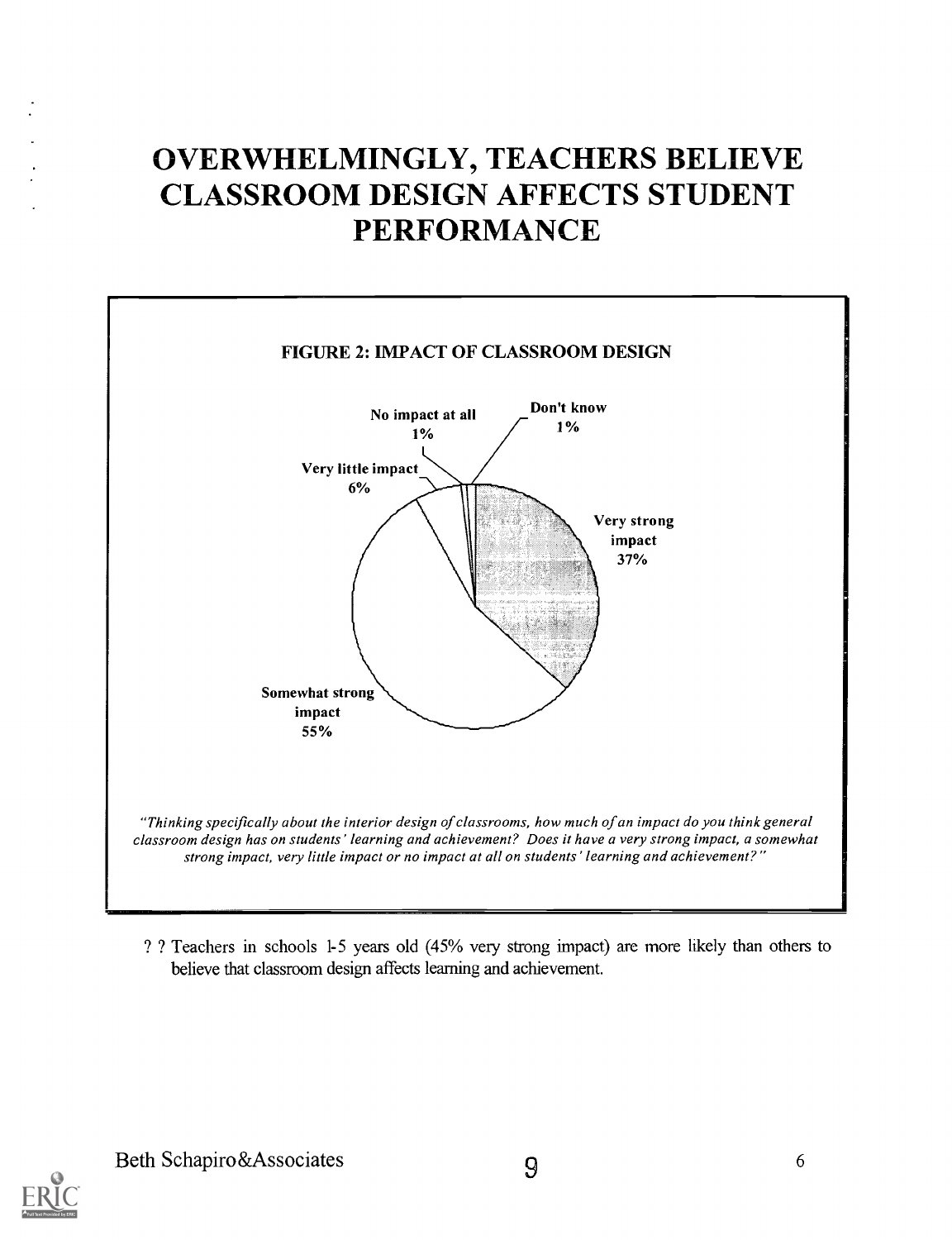# OVERWHELMINGLY, TEACHERS BELIEVE CLASSROOM DESIGN AFFECTS STUDENT PERFORMANCE

**FIGURE 2: IMPACT OF CLASSROOM DESIGN**

| Response | Percent |
|---|---|
| Very strong impact | 37% |
| Somewhat strong impact | 55% |
| Very little impact | 6% |
| No impact at all | 1% |
| Don't know | 1% |

*"Thinking specifically about the interior design of classrooms, how much of an impact do you think general classroom design has on students' learning and achievement? Does it have a very strong impact, a somewhat strong impact, very little impact or no impact at all on students' learning and achievement?"*

- Teachers in schools 1-5 years old (45% very strong impact) are more likely than others to believe that classroom design affects learning and achievement.

Beth Schapiro&Associates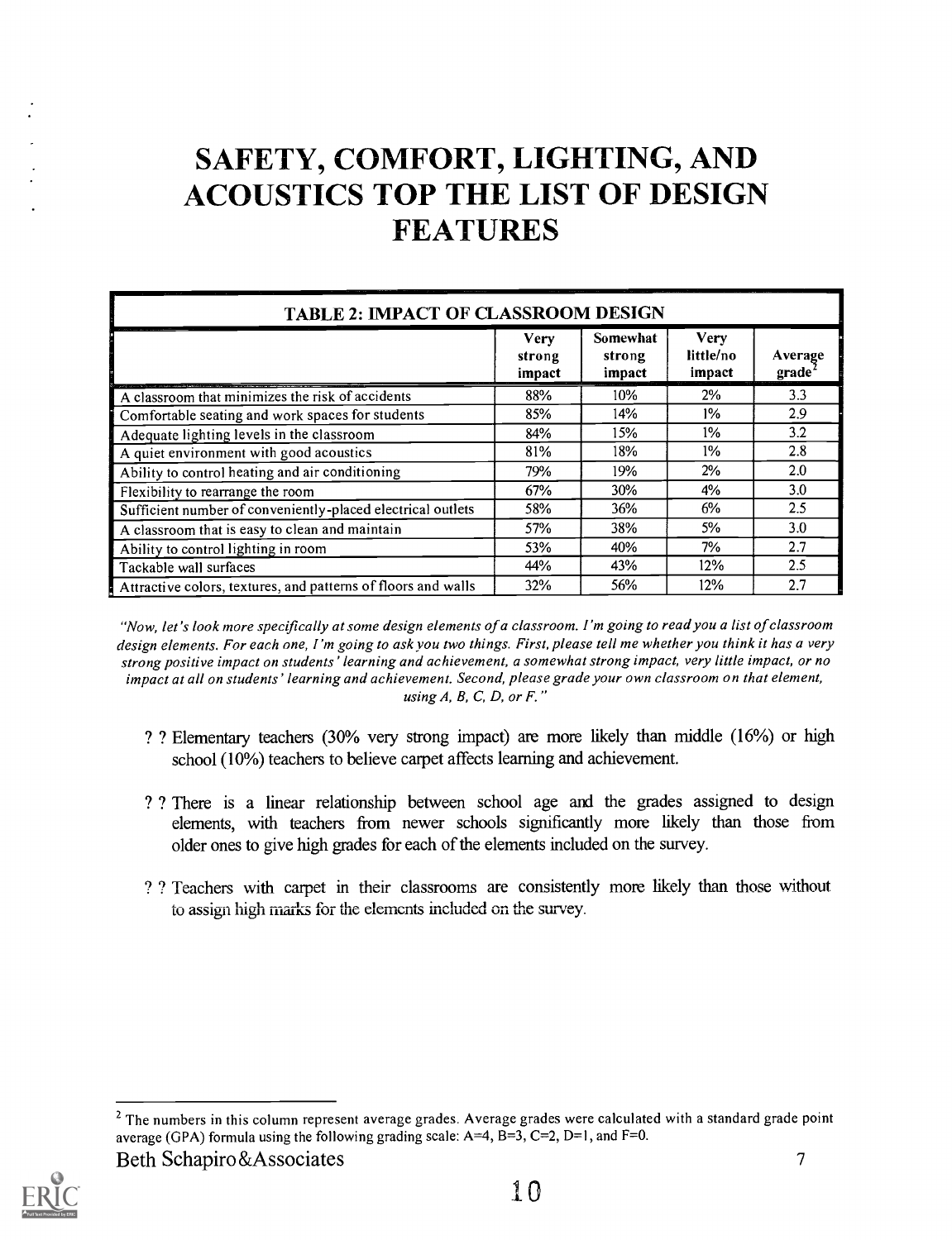# SAFETY, COMFORT, LIGHTING, AND ACOUSTICS TOP THE LIST OF DESIGN FEATURES

| TABLE 2: IMPACT OF CLASSROOM DESIGN | | | | |
|---|---|---|---|---|
| | Very strong impact | Somewhat strong impact | Very little/no impact | Average grade[2] |
| A classroom that minimizes the risk of accidents | 88% | 10% | 2% | 3.3 |
| Comfortable seating and work spaces for students | 85% | 14% | 1% | 2.9 |
| Adequate lighting levels in the classroom | 84% | 15% | 1% | 3.2 |
| A quiet environment with good acoustics | 81% | 18% | 1% | 2.8 |
| Ability to control heating and air conditioning | 79% | 19% | 2% | 2.0 |
| Flexibility to rearrange the room | 67% | 30% | 4% | 3.0 |
| Sufficient number of conveniently-placed electrical outlets | 58% | 36% | 6% | 2.5 |
| A classroom that is easy to clean and maintain | 57% | 38% | 5% | 3.0 |
| Ability to control lighting in room | 53% | 40% | 7% | 2.7 |
| Tackable wall surfaces | 44% | 43% | 12% | 2.5 |
| Attractive colors, textures, and patterns of floors and walls | 32% | 56% | 12% | 2.7 |

*"Now, let's look more specifically at some design elements of a classroom. I'm going to read you a list of classroom design elements. For each one, I'm going to ask you two things. First, please tell me whether you think it has a very strong positive impact on students' learning and achievement, a somewhat strong impact, very little impact, or no impact at all on students' learning and achievement. Second, please grade your own classroom on that element, using A, B, C, D, or F."*

- Elementary teachers (30% very strong impact) are more likely than middle (16%) or high school (10%) teachers to believe carpet affects learning and achievement.
- There is a linear relationship between school age and the grades assigned to design elements, with teachers from newer schools significantly more likely than those from older ones to give high grades for each of the elements included on the survey.
- Teachers with carpet in their classrooms are consistently more likely than those without to assign high marks for the elements included on the survey.

[2] The numbers in this column represent average grades. Average grades were calculated with a standard grade point average (GPA) formula using the following grading scale: A=4, B=3, C=2, D=1, and F=0.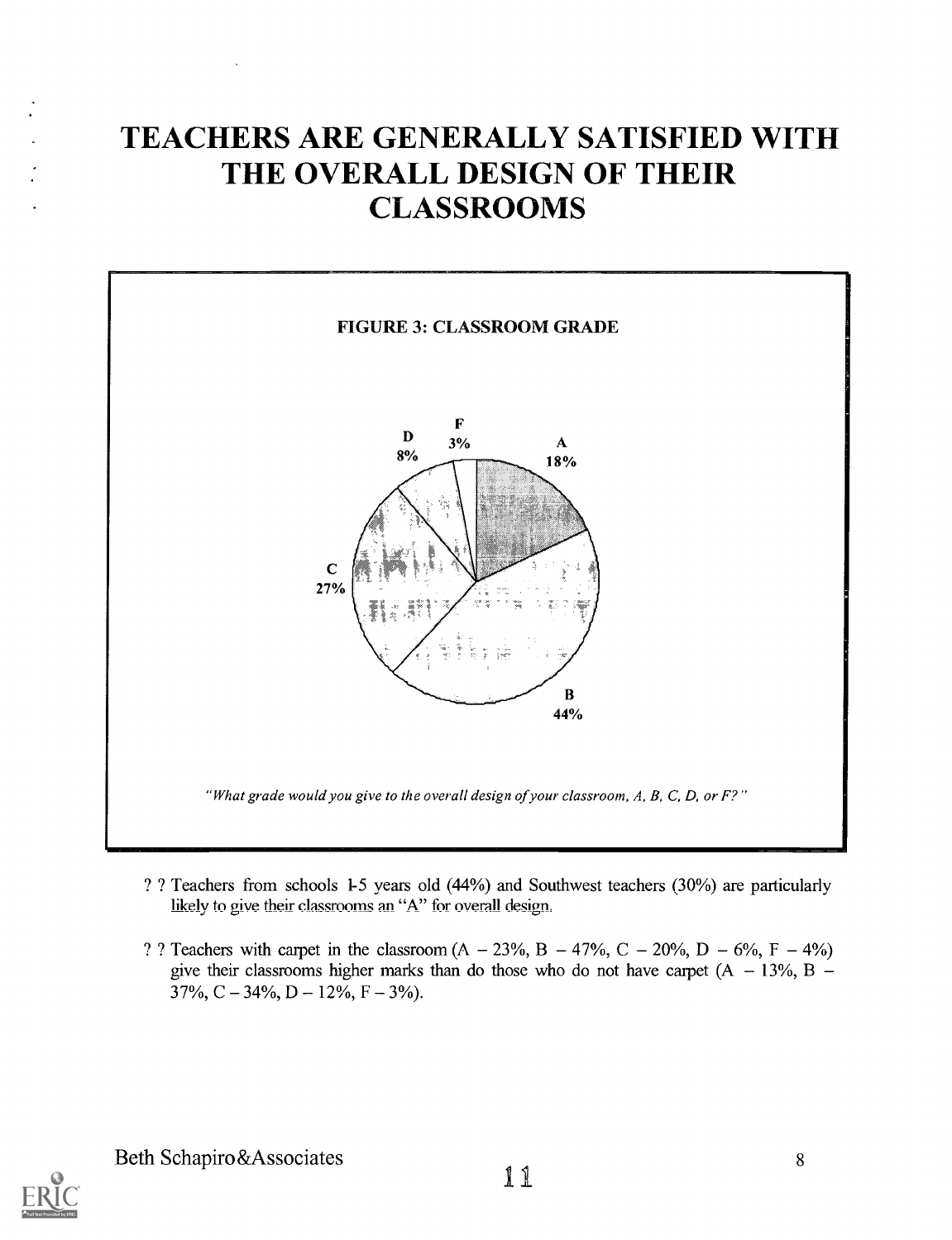# TEACHERS ARE GENERALLY SATISFIED WITH THE OVERALL DESIGN OF THEIR CLASSROOMS

**FIGURE 3: CLASSROOM GRADE**

| Grade | Percent |
|---|---|
| A | 18% |
| B | 44% |
| C | 27% |
| D | 8% |
| F | 3% |

*"What grade would you give to the overall design of your classroom, A, B, C, D, or F?"*

- Teachers from schools 1-5 years old (44%) and Southwest teachers (30%) are particularly likely to give their classrooms an "A" for overall design.
- Teachers with carpet in the classroom (A – 23%, B – 47%, C – 20%, D – 6%, F – 4%) give their classrooms higher marks than do those who do not have carpet (A – 13%, B – 37%, C – 34%, D – 12%, F – 3%).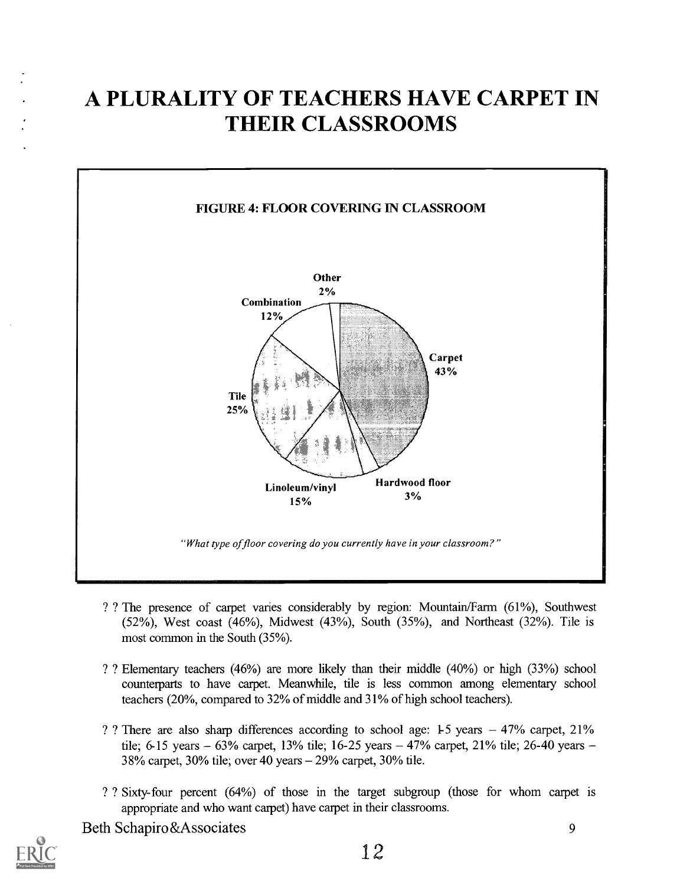# A PLURALITY OF TEACHERS HAVE CARPET IN THEIR CLASSROOMS

**FIGURE 4: FLOOR COVERING IN CLASSROOM**

| Floor covering | Percent |
| --- | --- |
| Carpet | 43% |
| Tile | 25% |
| Linoleum/vinyl | 15% |
| Combination | 12% |
| Hardwood floor | 3% |
| Other | 2% |

*"What type of floor covering do you currently have in your classroom?"*

- The presence of carpet varies considerably by region: Mountain/Farm (61%), Southwest (52%), West coast (46%), Midwest (43%), South (35%), and Northeast (32%). Tile is most common in the South (35%).

- Elementary teachers (46%) are more likely than their middle (40%) or high (33%) school counterparts to have carpet. Meanwhile, tile is less common among elementary school teachers (20%, compared to 32% of middle and 31% of high school teachers).

- There are also sharp differences according to school age: 1-5 years – 47% carpet, 21% tile; 6-15 years – 63% carpet, 13% tile; 16-25 years – 47% carpet, 21% tile; 26-40 years – 38% carpet, 30% tile; over 40 years – 29% carpet, 30% tile.

- Sixty-four percent (64%) of those in the target subgroup (those for whom carpet is appropriate and who want carpet) have carpet in their classrooms.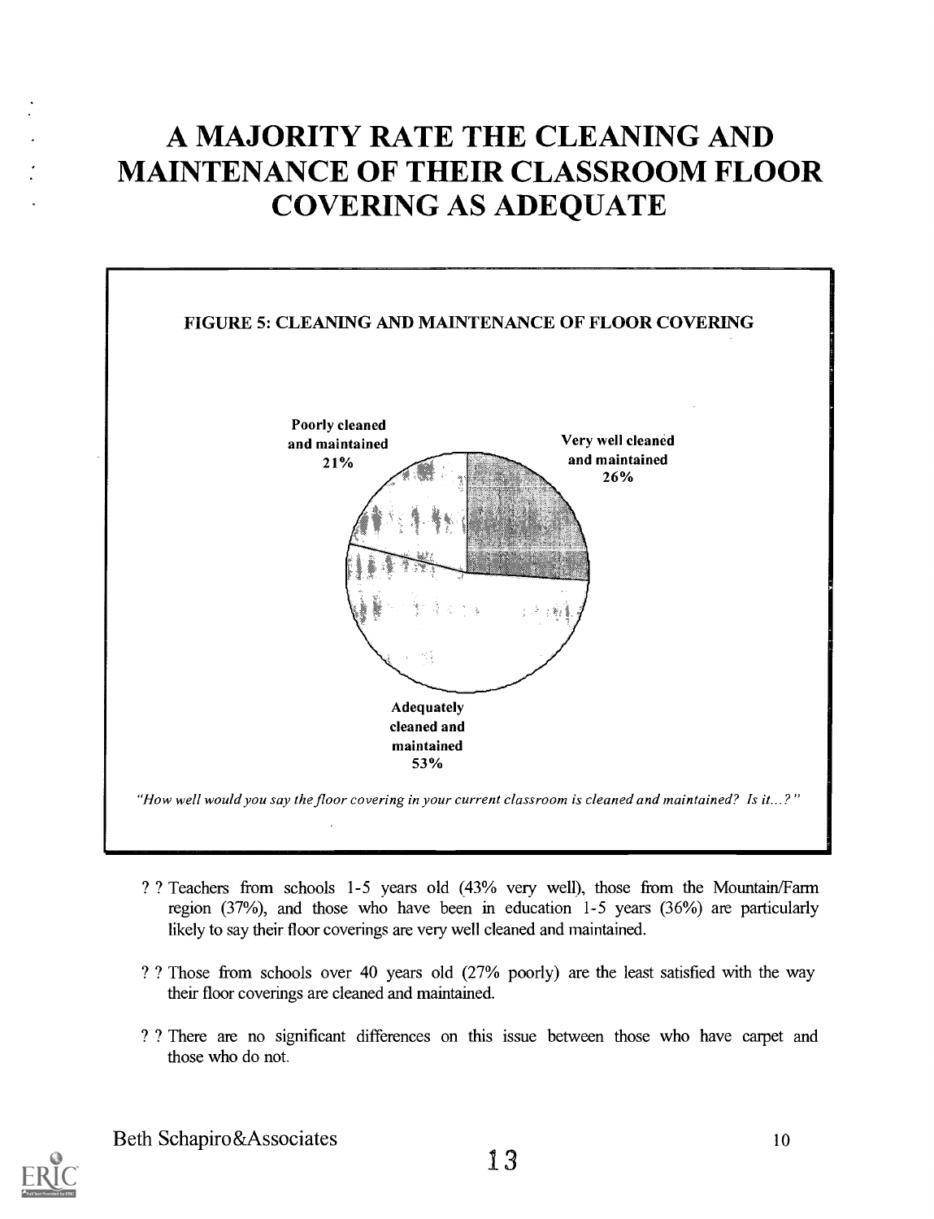# A MAJORITY RATE THE CLEANING AND MAINTENANCE OF THEIR CLASSROOM FLOOR COVERING AS ADEQUATE

**FIGURE 5: CLEANING AND MAINTENANCE OF FLOOR COVERING**

Poorly cleaned and maintained 21%

Very well cleaned and maintained 26%

Adequately cleaned and maintained 53%

*"How well would you say the floor covering in your current classroom is cleaned and maintained? Is it...?"*

- Teachers from schools 1-5 years old (43% very well), those from the Mountain/Farm region (37%), and those who have been in education 1-5 years (36%) are particularly likely to say their floor coverings are very well cleaned and maintained.
- Those from schools over 40 years old (27% poorly) are the least satisfied with the way their floor coverings are cleaned and maintained.
- There are no significant differences on this issue between those who have carpet and those who do not.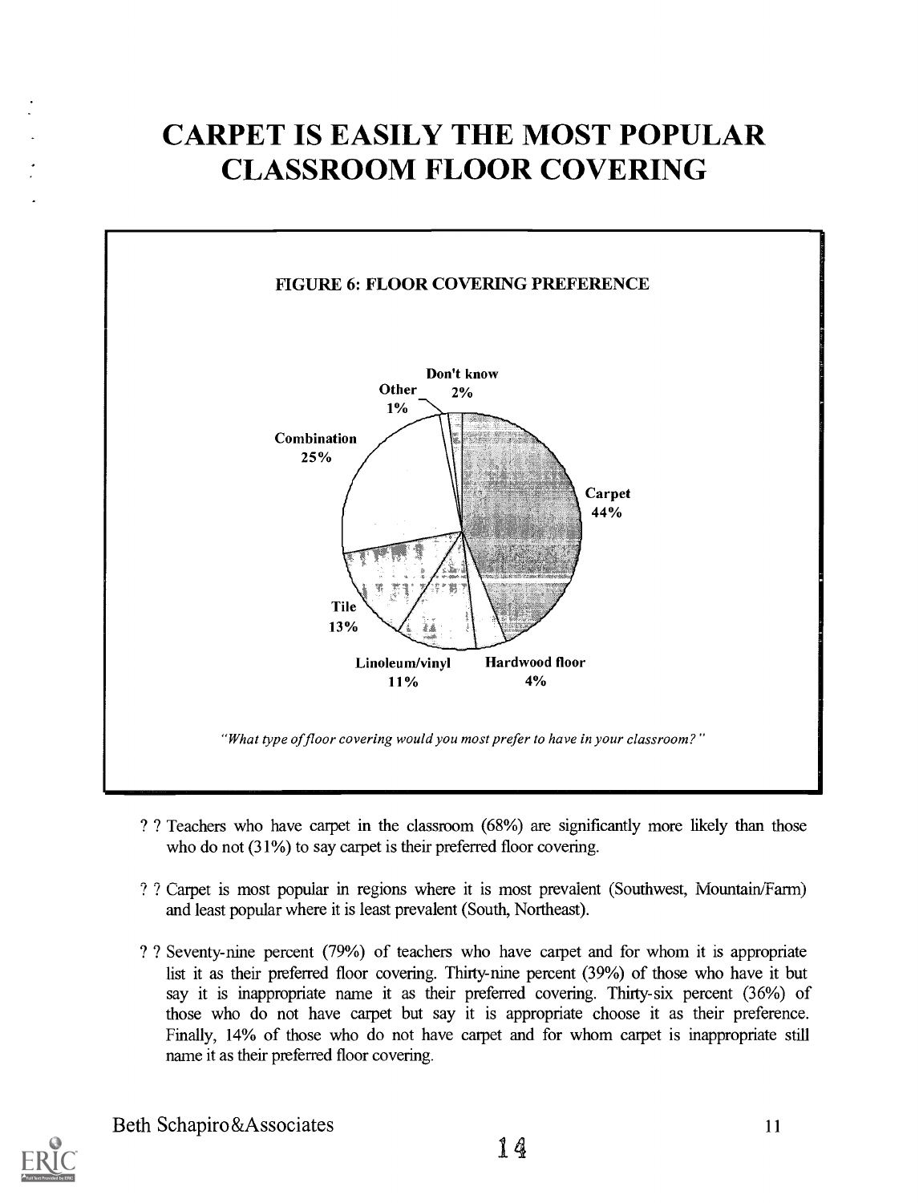# CARPET IS EASILY THE MOST POPULAR CLASSROOM FLOOR COVERING

**FIGURE 6: FLOOR COVERING PREFERENCE**

| Floor covering | Percent |
|---|---|
| Carpet | 44% |
| Combination | 25% |
| Tile | 13% |
| Linoleum/vinyl | 11% |
| Hardwood floor | 4% |
| Don't know | 2% |
| Other | 1% |

*"What type of floor covering would you most prefer to have in your classroom?"*

- Teachers who have carpet in the classroom (68%) are significantly more likely than those who do not (31%) to say carpet is their preferred floor covering.
- Carpet is most popular in regions where it is most prevalent (Southwest, Mountain/Farm) and least popular where it is least prevalent (South, Northeast).
- Seventy-nine percent (79%) of teachers who have carpet and for whom it is appropriate list it as their preferred floor covering. Thirty-nine percent (39%) of those who have it but say it is inappropriate name it as their preferred covering. Thirty-six percent (36%) of those who do not have carpet but say it is appropriate choose it as their preference. Finally, 14% of those who do not have carpet and for whom carpet is inappropriate still name it as their preferred floor covering.

Beth Schapiro&Associates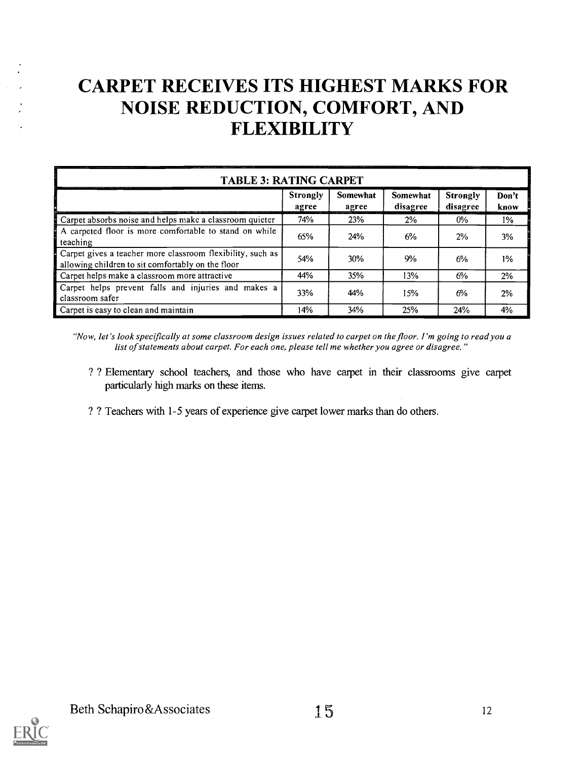# CARPET RECEIVES ITS HIGHEST MARKS FOR NOISE REDUCTION, COMFORT, AND FLEXIBILITY

**TABLE 3: RATING CARPET**

| | Strongly agree | Somewhat agree | Somewhat disagree | Strongly disagree | Don't know |
|---|---|---|---|---|---|
| Carpet absorbs noise and helps make a classroom quieter | 74% | 23% | 2% | 0% | 1% |
| A carpeted floor is more comfortable to stand on while teaching | 65% | 24% | 6% | 2% | 3% |
| Carpet gives a teacher more classroom flexibility, such as allowing children to sit comfortably on the floor | 54% | 30% | 9% | 6% | 1% |
| Carpet helps make a classroom more attractive | 44% | 35% | 13% | 6% | 2% |
| Carpet helps prevent falls and injuries and makes a classroom safer | 33% | 44% | 15% | 6% | 2% |
| Carpet is easy to clean and maintain | 14% | 34% | 25% | 24% | 4% |

*"Now, let's look specifically at some classroom design issues related to carpet on the floor. I'm going to read you a list of statements about carpet. For each one, please tell me whether you agree or disagree."*

- Elementary school teachers, and those who have carpet in their classrooms give carpet particularly high marks on these items.
- Teachers with 1-5 years of experience give carpet lower marks than do others.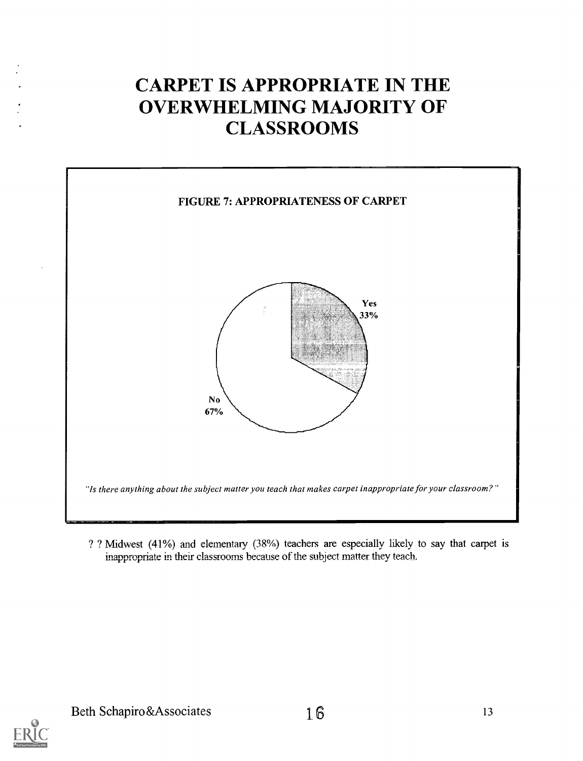# CARPET IS APPROPRIATE IN THE OVERWHELMING MAJORITY OF CLASSROOMS

**FIGURE 7: APPROPRIATENESS OF CARPET**

Yes 33%

No 67%

*"Is there anything about the subject matter you teach that makes carpet inappropriate for your classroom?"*

- Midwest (41%) and elementary (38%) teachers are especially likely to say that carpet is inappropriate in their classrooms because of the subject matter they teach.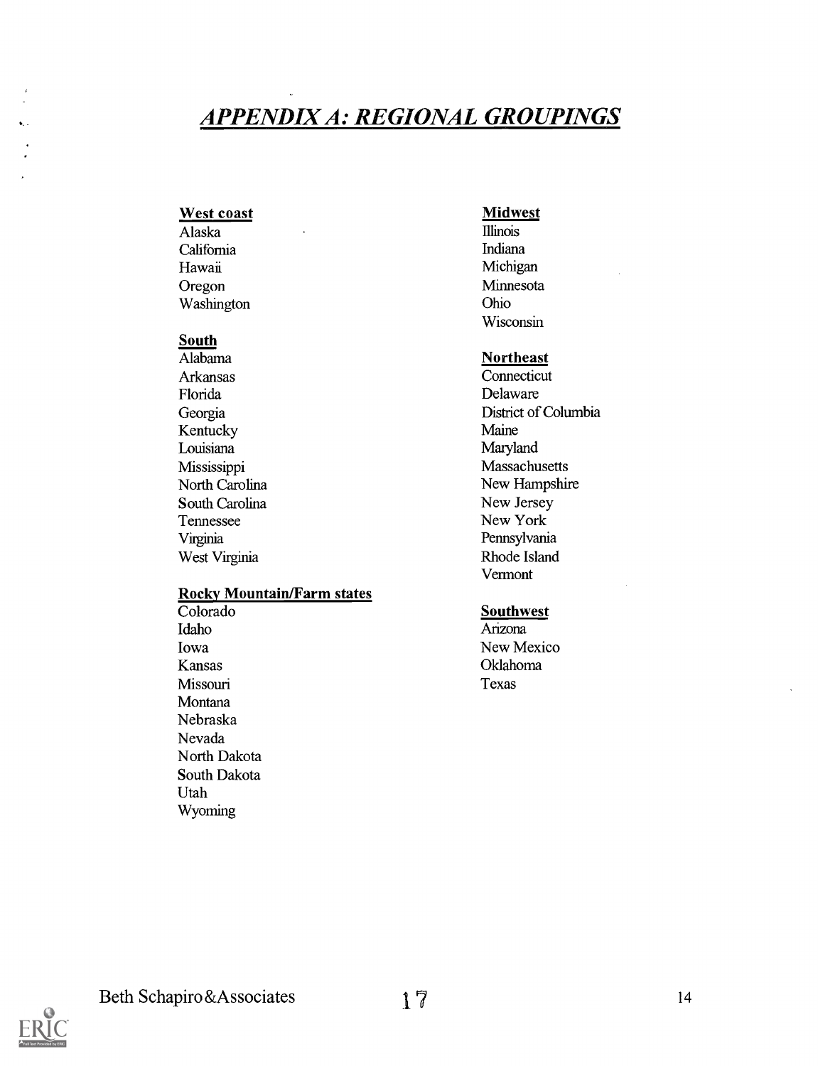# *APPENDIX A: REGIONAL GROUPINGS*

**West coast**

Alaska
California
Hawaii
Oregon
Washington

**South**

Alabama
Arkansas
Florida
Georgia
Kentucky
Louisiana
Mississippi
North Carolina
South Carolina
Tennessee
Virginia
West Virginia

**Rocky Mountain/Farm states**

Colorado
Idaho
Iowa
Kansas
Missouri
Montana
Nebraska
Nevada
North Dakota
South Dakota
Utah
Wyoming

**Midwest**

Illinois
Indiana
Michigan
Minnesota
Ohio
Wisconsin

**Northeast**

Connecticut
Delaware
District of Columbia
Maine
Maryland
Massachusetts
New Hampshire
New Jersey
New York
Pennsylvania
Rhode Island
Vermont

**Southwest**

Arizona
New Mexico
Oklahoma
Texas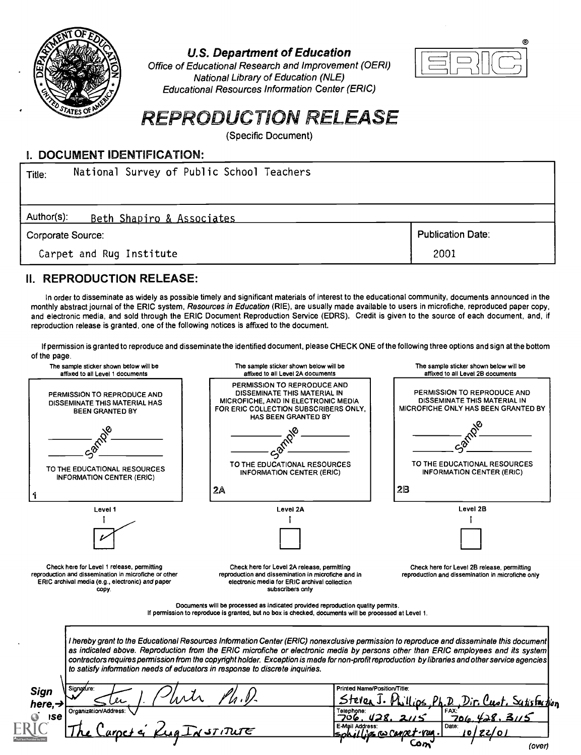U.S. Department of Education
Office of Educational Research and Improvement (OERI)
National Library of Education (NLE)
Educational Resources Information Center (ERIC)

# REPRODUCTION RELEASE

(Specific Document)

## I. DOCUMENT IDENTIFICATION:

| | |
|---|---|
| Title: National Survey of Public School Teachers | |
| Author(s): Beth Shapiro & Associates | |
| Corporate Source: Carpet and Rug Institute | Publication Date: 2001 |

## II. REPRODUCTION RELEASE:

In order to disseminate as widely as possible timely and significant materials of interest to the educational community, documents announced in the monthly abstract journal of the ERIC system, *Resources in Education* (RIE), are usually made available to users in microfiche, reproduced paper copy, and electronic media, and sold through the ERIC Document Reproduction Service (EDRS). Credit is given to the source of each document, and, if reproduction release is granted, one of the following notices is affixed to the document.

If permission is granted to reproduce and disseminate the identified document, please CHECK ONE of the following three options and sign at the bottom of the page.

| The sample sticker shown below will be affixed to all Level 1 documents | The sample sticker shown below will be affixed to all Level 2A documents | The sample sticker shown below will be affixed to all Level 2B documents |
|---|---|---|
| PERMISSION TO REPRODUCE AND DISSEMINATE THIS MATERIAL HAS BEEN GRANTED BY ____ Sample ____ TO THE EDUCATIONAL RESOURCES INFORMATION CENTER (ERIC) 1 | PERMISSION TO REPRODUCE AND DISSEMINATE THIS MATERIAL IN MICROFICHE, AND IN ELECTRONIC MEDIA FOR ERIC COLLECTION SUBSCRIBERS ONLY, HAS BEEN GRANTED BY ____ Sample ____ TO THE EDUCATIONAL RESOURCES INFORMATION CENTER (ERIC) 2A | PERMISSION TO REPRODUCE AND DISSEMINATE THIS MATERIAL IN MICROFICHE ONLY HAS BEEN GRANTED BY ____ Sample ____ TO THE EDUCATIONAL RESOURCES INFORMATION CENTER (ERIC) 2B |
| Level 1 | Level 2A | Level 2B |
| [✓] | [ ] | [ ] |
| Check here for Level 1 release, permitting reproduction and dissemination in microfiche or other ERIC archival media (e.g., electronic) *and* paper copy. | Check here for Level 2A release, permitting reproduction and dissemination in microfiche and in electronic media for ERIC archival collection subscribers only | Check here for Level 2B release, permitting reproduction and dissemination in microfiche only |

Documents will be processed as indicated provided reproduction quality permits.
If permission to reproduce is granted, but no box is checked, documents will be processed at Level 1.

*I hereby grant to the Educational Resources Information Center (ERIC) nonexclusive permission to reproduce and disseminate this document as indicated above. Reproduction from the ERIC microfiche or electronic media by persons other than ERIC employees and its system contractors requires permission from the copyright holder. Exception is made for non-profit reproduction by libraries and other service agencies to satisfy information needs of educators in response to discrete inquiries.*

**Sign here, → please**

| | | |
|---|---|---|
| Signature: Steven J. Phillips Ph.D. | Printed Name/Position/Title: Steven J. Phillips, Ph.D., Dir. Cust. Satisfaction | |
| Organization/Address: The Carpet & Rug Institute | Telephone: 706.428.2115 | FAX: 706.428.3115 |
| | E-Mail Address: sphillips@carpet-rug.com | Date: 10/22/01 |

(over)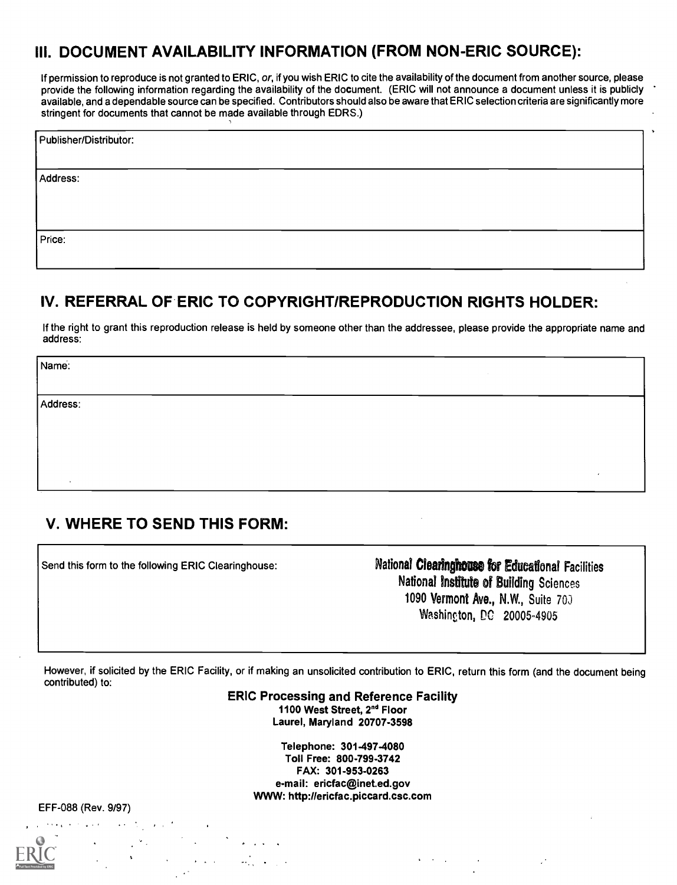## III. DOCUMENT AVAILABILITY INFORMATION (FROM NON-ERIC SOURCE):

If permission to reproduce is not granted to ERIC, *or*, if you wish ERIC to cite the availability of the document from another source, please provide the following information regarding the availability of the document. (ERIC will not announce a document unless it is publicly available, and a dependable source can be specified. Contributors should also be aware that ERIC selection criteria are significantly more stringent for documents that cannot be made available through EDRS.)

| |
|---|
| Publisher/Distributor: |
| Address: |
| Price: |

## IV. REFERRAL OF ERIC TO COPYRIGHT/REPRODUCTION RIGHTS HOLDER:

If the right to grant this reproduction release is held by someone other than the addressee, please provide the appropriate name and address:

| |
|---|
| Name: |
| Address: |

## V. WHERE TO SEND THIS FORM:

Send this form to the following ERIC Clearinghouse:

National Clearinghouse for Educational Facilities
National Institute of Building Sciences
1090 Vermont Ave., N.W., Suite 700
Washington, DC 20005-4905

However, if solicited by the ERIC Facility, or if making an unsolicited contribution to ERIC, return this form (and the document being contributed) to:

**ERIC Processing and Reference Facility**
**1100 West Street, 2nd Floor**
**Laurel, Maryland 20707-3598**

**Telephone: 301-497-4080**
**Toll Free: 800-799-3742**
**FAX: 301-953-0263**
**e-mail: ericfac@inet.ed.gov**
**WWW: http://ericfac.piccard.csc.com**

EFF-088 (Rev. 9/97)